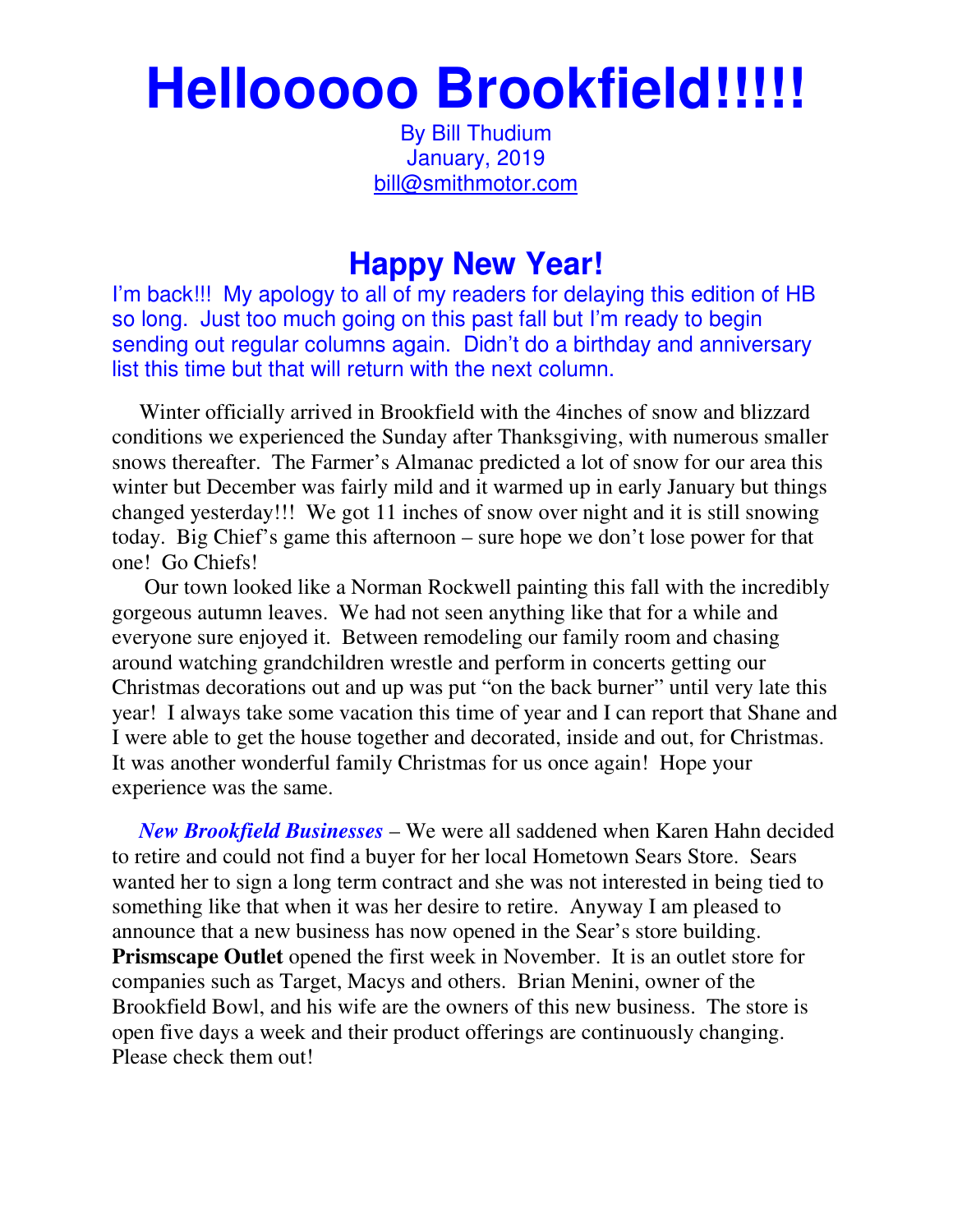# Hellooooo Brookfield!!!!!

By Bill Thudium
January, 2019
bill@smithmotor.com

## Happy New Year!

I'm back!!! My apology to all of my readers for delaying this edition of HB so long. Just too much going on this past fall but I'm ready to begin sending out regular columns again. Didn't do a birthday and anniversary list this time but that will return with the next column.

Winter officially arrived in Brookfield with the 4inches of snow and blizzard conditions we experienced the Sunday after Thanksgiving, with numerous smaller snows thereafter. The Farmer's Almanac predicted a lot of snow for our area this winter but December was fairly mild and it warmed up in early January but things changed yesterday!!! We got 11 inches of snow over night and it is still snowing today. Big Chief's game this afternoon – sure hope we don't lose power for that one! Go Chiefs!

Our town looked like a Norman Rockwell painting this fall with the incredibly gorgeous autumn leaves. We had not seen anything like that for a while and everyone sure enjoyed it. Between remodeling our family room and chasing around watching grandchildren wrestle and perform in concerts getting our Christmas decorations out and up was put "on the back burner" until very late this year! I always take some vacation this time of year and I can report that Shane and I were able to get the house together and decorated, inside and out, for Christmas. It was another wonderful family Christmas for us once again! Hope your experience was the same.

***New Brookfield Businesses*** – We were all saddened when Karen Hahn decided to retire and could not find a buyer for her local Hometown Sears Store. Sears wanted her to sign a long term contract and she was not interested in being tied to something like that when it was her desire to retire. Anyway I am pleased to announce that a new business has now opened in the Sear's store building. **Prismscape Outlet** opened the first week in November. It is an outlet store for companies such as Target, Macys and others. Brian Menini, owner of the Brookfield Bowl, and his wife are the owners of this new business. The store is open five days a week and their product offerings are continuously changing. Please check them out!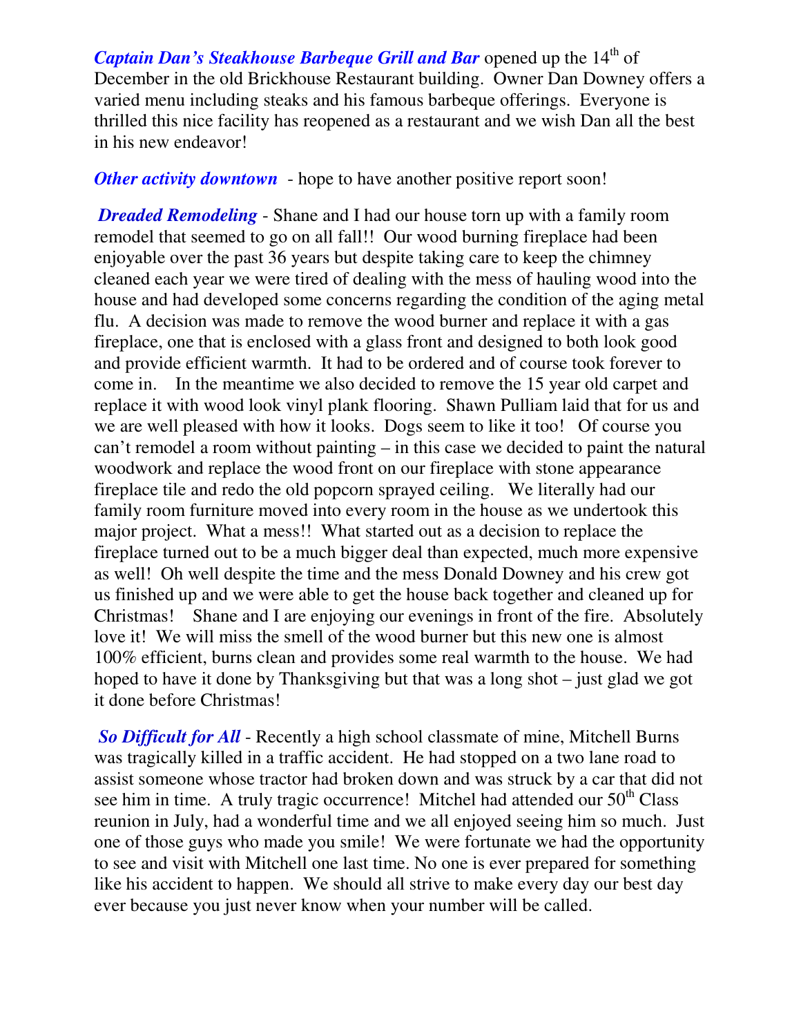***Captain Dan's Steakhouse Barbeque Grill and Bar*** opened up the 14th of December in the old Brickhouse Restaurant building. Owner Dan Downey offers a varied menu including steaks and his famous barbeque offerings. Everyone is thrilled this nice facility has reopened as a restaurant and we wish Dan all the best in his new endeavor!

***Other activity downtown*** - hope to have another positive report soon!

***Dreaded Remodeling*** - Shane and I had our house torn up with a family room remodel that seemed to go on all fall!! Our wood burning fireplace had been enjoyable over the past 36 years but despite taking care to keep the chimney cleaned each year we were tired of dealing with the mess of hauling wood into the house and had developed some concerns regarding the condition of the aging metal flu. A decision was made to remove the wood burner and replace it with a gas fireplace, one that is enclosed with a glass front and designed to both look good and provide efficient warmth. It had to be ordered and of course took forever to come in. In the meantime we also decided to remove the 15 year old carpet and replace it with wood look vinyl plank flooring. Shawn Pulliam laid that for us and we are well pleased with how it looks. Dogs seem to like it too! Of course you can't remodel a room without painting – in this case we decided to paint the natural woodwork and replace the wood front on our fireplace with stone appearance fireplace tile and redo the old popcorn sprayed ceiling. We literally had our family room furniture moved into every room in the house as we undertook this major project. What a mess!! What started out as a decision to replace the fireplace turned out to be a much bigger deal than expected, much more expensive as well! Oh well despite the time and the mess Donald Downey and his crew got us finished up and we were able to get the house back together and cleaned up for Christmas! Shane and I are enjoying our evenings in front of the fire. Absolutely love it! We will miss the smell of the wood burner but this new one is almost 100% efficient, burns clean and provides some real warmth to the house. We had hoped to have it done by Thanksgiving but that was a long shot – just glad we got it done before Christmas!

***So Difficult for All*** - Recently a high school classmate of mine, Mitchell Burns was tragically killed in a traffic accident. He had stopped on a two lane road to assist someone whose tractor had broken down and was struck by a car that did not see him in time. A truly tragic occurrence! Mitchel had attended our 50th Class reunion in July, had a wonderful time and we all enjoyed seeing him so much. Just one of those guys who made you smile! We were fortunate we had the opportunity to see and visit with Mitchell one last time. No one is ever prepared for something like his accident to happen. We should all strive to make every day our best day ever because you just never know when your number will be called.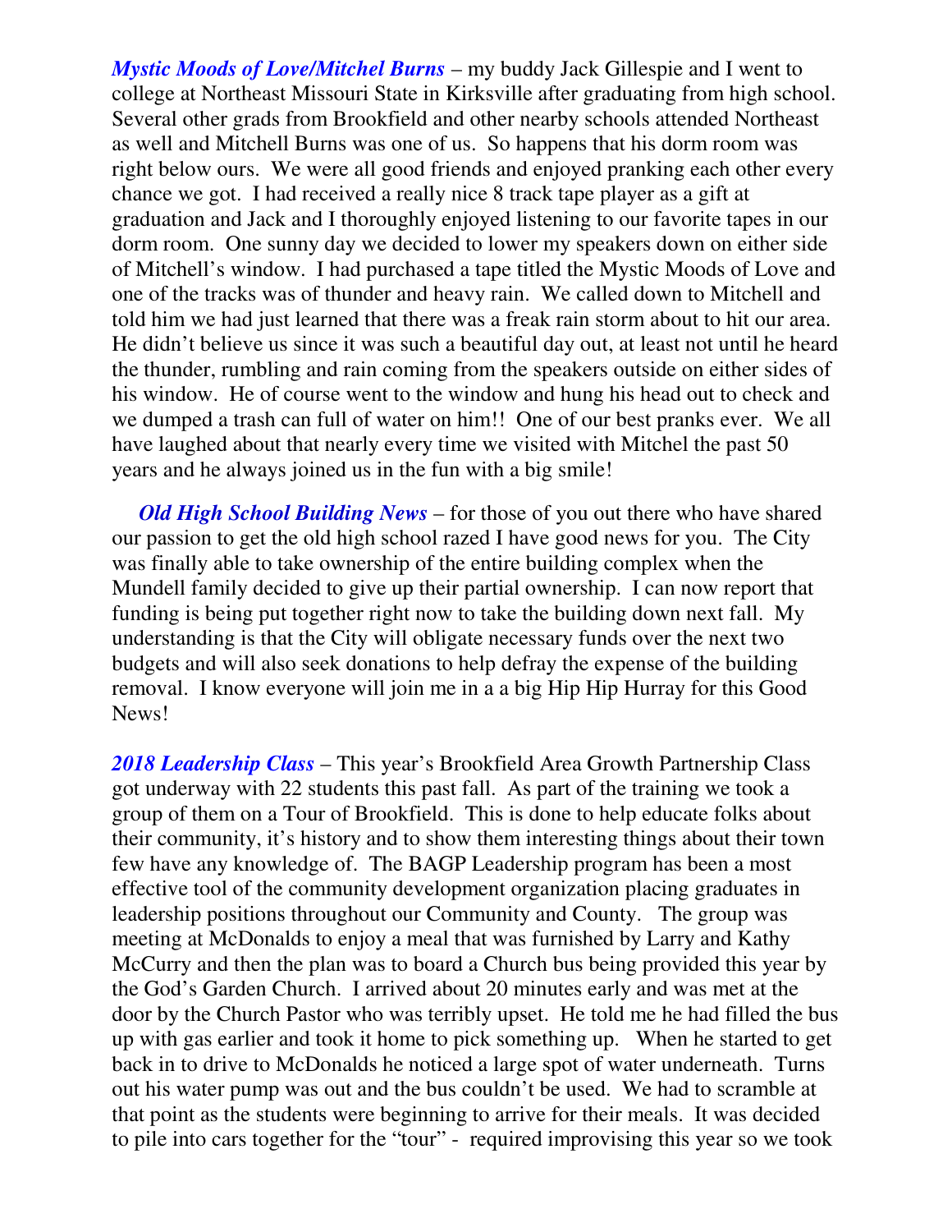***Mystic Moods of Love/Mitchel Burns*** – my buddy Jack Gillespie and I went to college at Northeast Missouri State in Kirksville after graduating from high school. Several other grads from Brookfield and other nearby schools attended Northeast as well and Mitchell Burns was one of us. So happens that his dorm room was right below ours. We were all good friends and enjoyed pranking each other every chance we got. I had received a really nice 8 track tape player as a gift at graduation and Jack and I thoroughly enjoyed listening to our favorite tapes in our dorm room. One sunny day we decided to lower my speakers down on either side of Mitchell's window. I had purchased a tape titled the Mystic Moods of Love and one of the tracks was of thunder and heavy rain. We called down to Mitchell and told him we had just learned that there was a freak rain storm about to hit our area. He didn't believe us since it was such a beautiful day out, at least not until he heard the thunder, rumbling and rain coming from the speakers outside on either sides of his window. He of course went to the window and hung his head out to check and we dumped a trash can full of water on him!! One of our best pranks ever. We all have laughed about that nearly every time we visited with Mitchel the past 50 years and he always joined us in the fun with a big smile!

***Old High School Building News*** – for those of you out there who have shared our passion to get the old high school razed I have good news for you. The City was finally able to take ownership of the entire building complex when the Mundell family decided to give up their partial ownership. I can now report that funding is being put together right now to take the building down next fall. My understanding is that the City will obligate necessary funds over the next two budgets and will also seek donations to help defray the expense of the building removal. I know everyone will join me in a a big Hip Hip Hurray for this Good News!

***2018 Leadership Class*** – This year's Brookfield Area Growth Partnership Class got underway with 22 students this past fall. As part of the training we took a group of them on a Tour of Brookfield. This is done to help educate folks about their community, it's history and to show them interesting things about their town few have any knowledge of. The BAGP Leadership program has been a most effective tool of the community development organization placing graduates in leadership positions throughout our Community and County. The group was meeting at McDonalds to enjoy a meal that was furnished by Larry and Kathy McCurry and then the plan was to board a Church bus being provided this year by the God's Garden Church. I arrived about 20 minutes early and was met at the door by the Church Pastor who was terribly upset. He told me he had filled the bus up with gas earlier and took it home to pick something up. When he started to get back in to drive to McDonalds he noticed a large spot of water underneath. Turns out his water pump was out and the bus couldn't be used. We had to scramble at that point as the students were beginning to arrive for their meals. It was decided to pile into cars together for the "tour" - required improvising this year so we took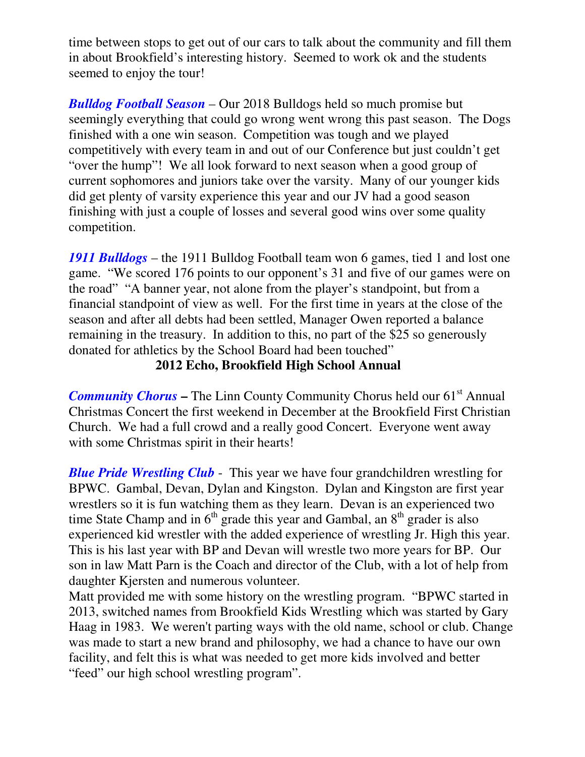time between stops to get out of our cars to talk about the community and fill them in about Brookfield's interesting history. Seemed to work ok and the students seemed to enjoy the tour!

***Bulldog Football Season*** – Our 2018 Bulldogs held so much promise but seemingly everything that could go wrong went wrong this past season. The Dogs finished with a one win season. Competition was tough and we played competitively with every team in and out of our Conference but just couldn't get "over the hump"! We all look forward to next season when a good group of current sophomores and juniors take over the varsity. Many of our younger kids did get plenty of varsity experience this year and our JV had a good season finishing with just a couple of losses and several good wins over some quality competition.

***1911 Bulldogs*** – the 1911 Bulldog Football team won 6 games, tied 1 and lost one game. "We scored 176 points to our opponent's 31 and five of our games were on the road" "A banner year, not alone from the player's standpoint, but from a financial standpoint of view as well. For the first time in years at the close of the season and after all debts had been settled, Manager Owen reported a balance remaining in the treasury. In addition to this, no part of the $25 so generously donated for athletics by the School Board had been touched"

**2012 Echo, Brookfield High School Annual**

***Community Chorus*** **–** The Linn County Community Chorus held our 61st Annual Christmas Concert the first weekend in December at the Brookfield First Christian Church. We had a full crowd and a really good Concert. Everyone went away with some Christmas spirit in their hearts!

***Blue Pride Wrestling Club*** - This year we have four grandchildren wrestling for BPWC. Gambal, Devan, Dylan and Kingston. Dylan and Kingston are first year wrestlers so it is fun watching them as they learn. Devan is an experienced two time State Champ and in 6th grade this year and Gambal, an 8th grader is also experienced kid wrestler with the added experience of wrestling Jr. High this year. This is his last year with BP and Devan will wrestle two more years for BP. Our son in law Matt Parn is the Coach and director of the Club, with a lot of help from daughter Kjersten and numerous volunteer.
Matt provided me with some history on the wrestling program. "BPWC started in 2013, switched names from Brookfield Kids Wrestling which was started by Gary Haag in 1983. We weren't parting ways with the old name, school or club. Change was made to start a new brand and philosophy, we had a chance to have our own facility, and felt this is what was needed to get more kids involved and better "feed" our high school wrestling program".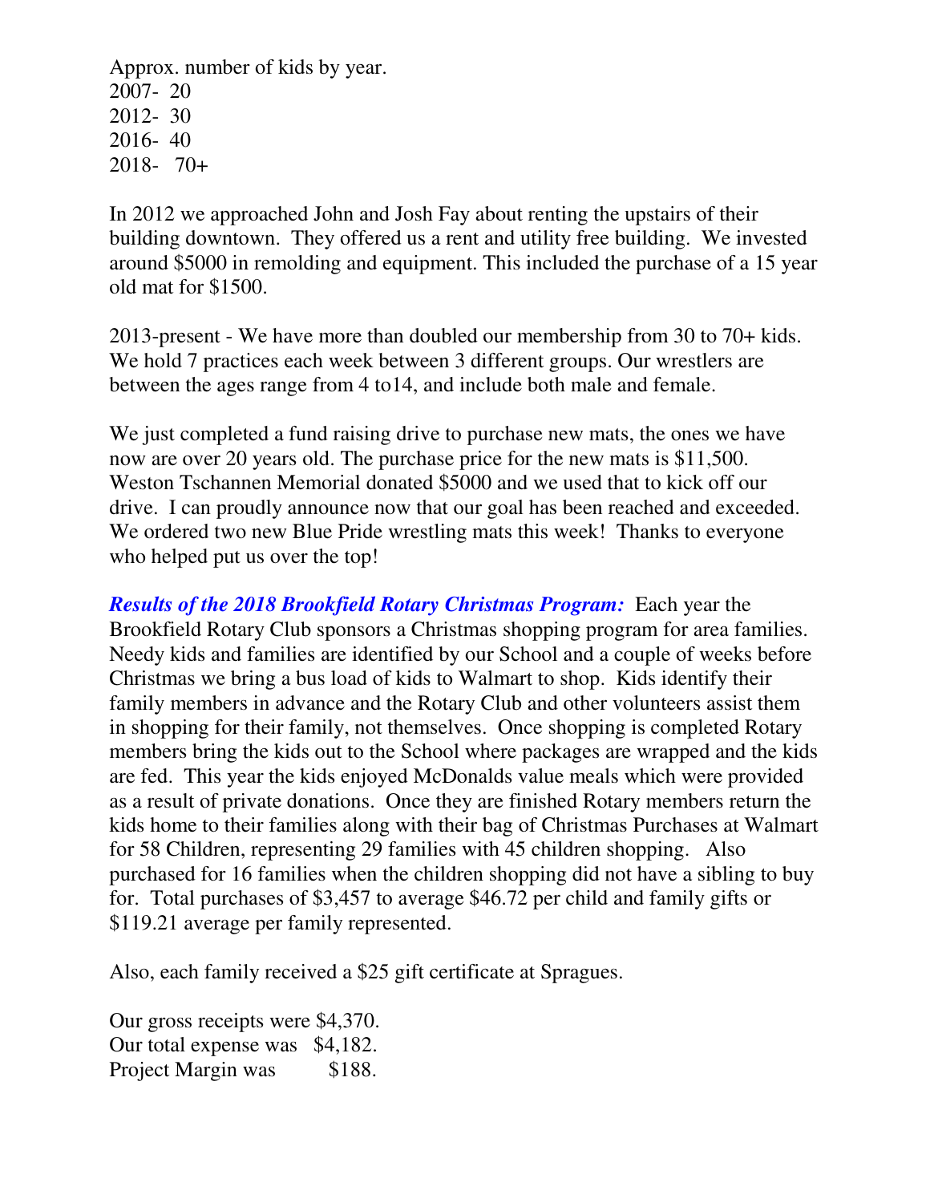Approx. number of kids by year.
2007- 20
2012- 30
2016- 40
2018- 70+

In 2012 we approached John and Josh Fay about renting the upstairs of their building downtown. They offered us a rent and utility free building. We invested around $5000 in remolding and equipment. This included the purchase of a 15 year old mat for $1500.

2013-present - We have more than doubled our membership from 30 to 70+ kids. We hold 7 practices each week between 3 different groups. Our wrestlers are between the ages range from 4 to14, and include both male and female.

We just completed a fund raising drive to purchase new mats, the ones we have now are over 20 years old. The purchase price for the new mats is $11,500. Weston Tschannen Memorial donated $5000 and we used that to kick off our drive. I can proudly announce now that our goal has been reached and exceeded. We ordered two new Blue Pride wrestling mats this week! Thanks to everyone who helped put us over the top!

***Results of the 2018 Brookfield Rotary Christmas Program:*** Each year the Brookfield Rotary Club sponsors a Christmas shopping program for area families. Needy kids and families are identified by our School and a couple of weeks before Christmas we bring a bus load of kids to Walmart to shop. Kids identify their family members in advance and the Rotary Club and other volunteers assist them in shopping for their family, not themselves. Once shopping is completed Rotary members bring the kids out to the School where packages are wrapped and the kids are fed. This year the kids enjoyed McDonalds value meals which were provided as a result of private donations. Once they are finished Rotary members return the kids home to their families along with their bag of Christmas Purchases at Walmart for 58 Children, representing 29 families with 45 children shopping. Also purchased for 16 families when the children shopping did not have a sibling to buy for. Total purchases of $3,457 to average $46.72 per child and family gifts or $119.21 average per family represented.

Also, each family received a $25 gift certificate at Spragues.

Our gross receipts were $4,370.
Our total expense was $4,182.
Project Margin was $188.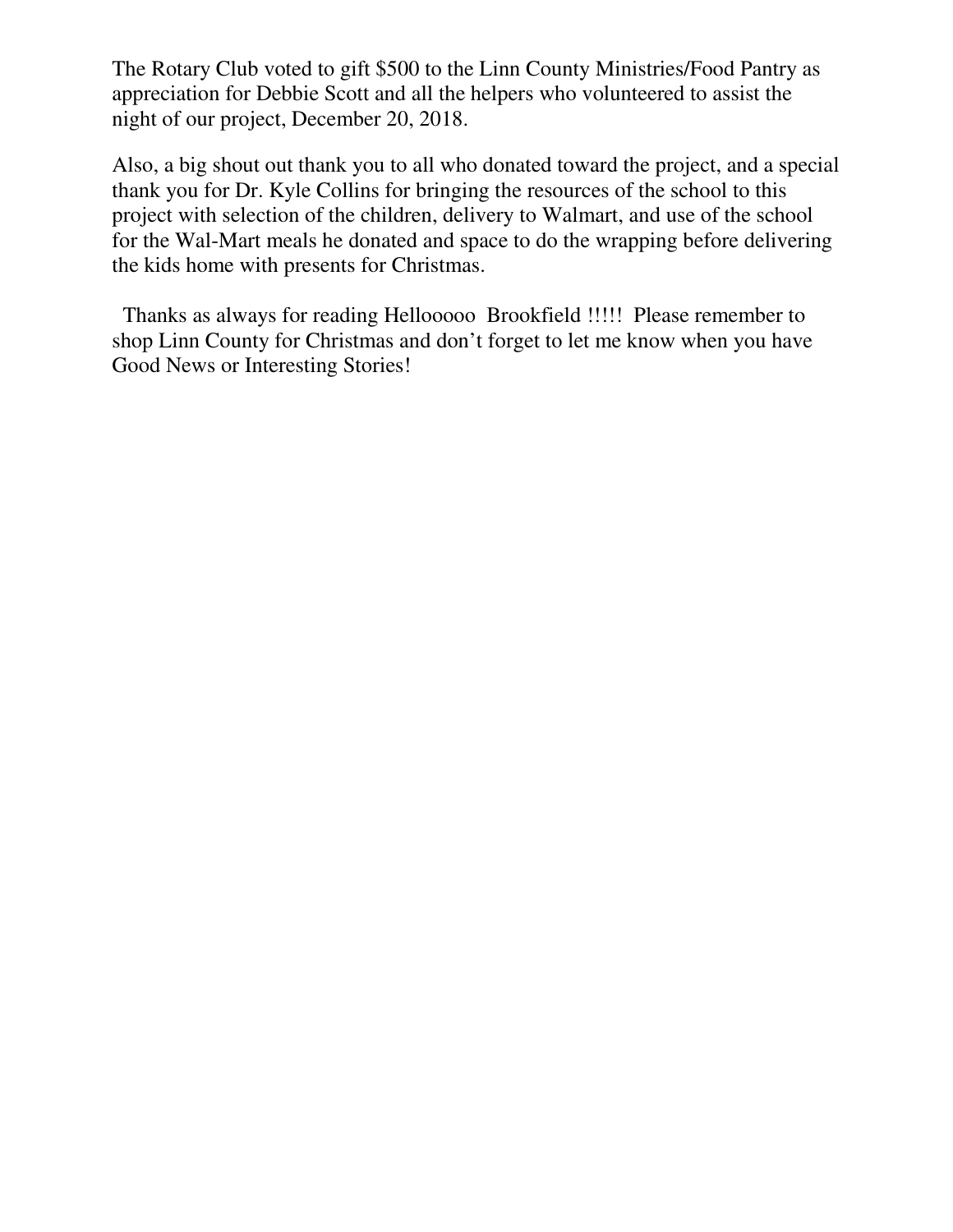The Rotary Club voted to gift $500 to the Linn County Ministries/Food Pantry as appreciation for Debbie Scott and all the helpers who volunteered to assist the night of our project, December 20, 2018.

Also, a big shout out thank you to all who donated toward the project, and a special thank you for Dr. Kyle Collins for bringing the resources of the school to this project with selection of the children, delivery to Walmart, and use of the school for the Wal-Mart meals he donated and space to do the wrapping before delivering the kids home with presents for Christmas.

Thanks as always for reading Hellooooo Brookfield !!!!! Please remember to shop Linn County for Christmas and don't forget to let me know when you have Good News or Interesting Stories!